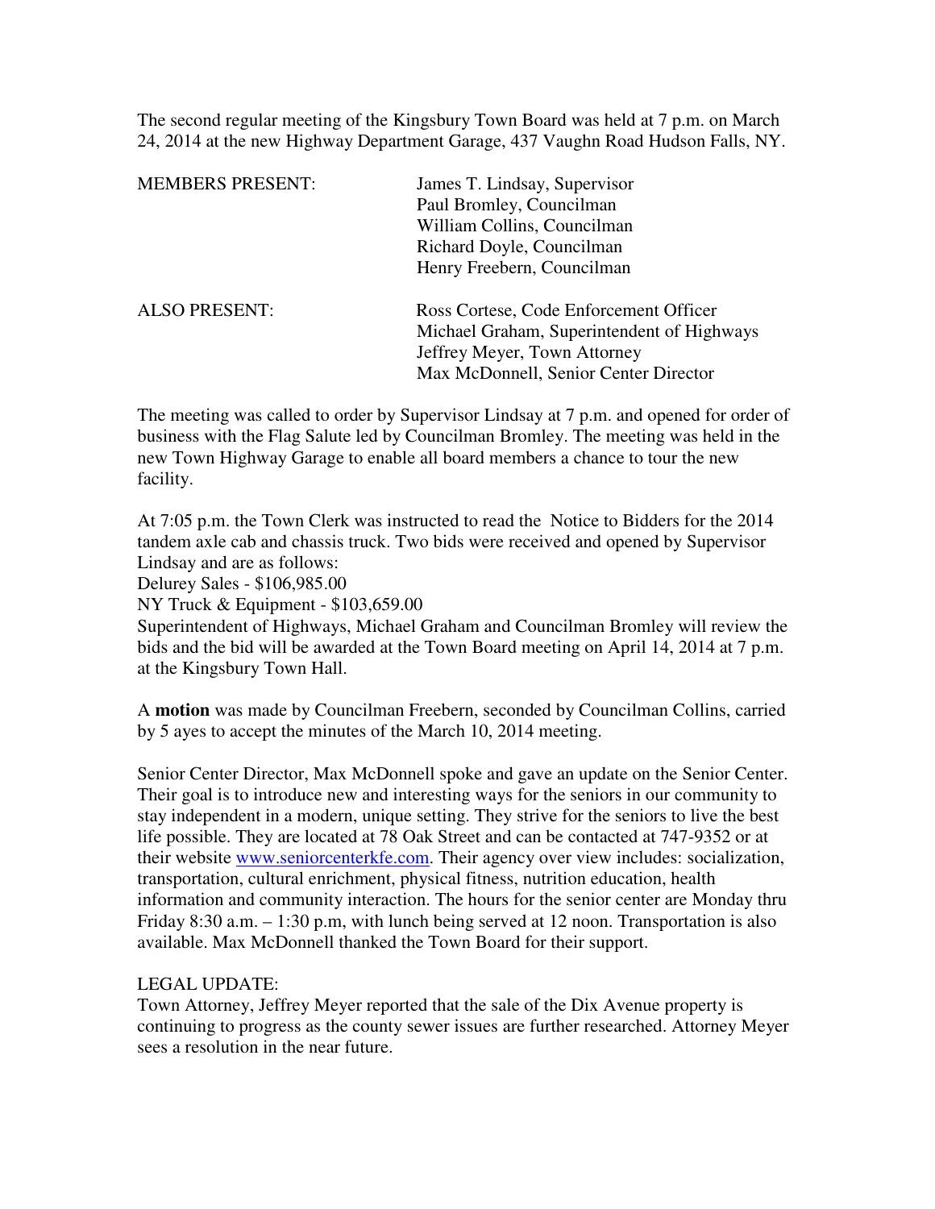The second regular meeting of the Kingsbury Town Board was held at 7 p.m. on March 24, 2014 at the new Highway Department Garage, 437 Vaughn Road Hudson Falls, NY.

| | |
|---|---|
| MEMBERS PRESENT: | James T. Lindsay, Supervisor<br>Paul Bromley, Councilman<br>William Collins, Councilman<br>Richard Doyle, Councilman<br>Henry Freebern, Councilman |
| ALSO PRESENT: | Ross Cortese, Code Enforcement Officer<br>Michael Graham, Superintendent of Highways<br>Jeffrey Meyer, Town Attorney<br>Max McDonnell, Senior Center Director |

The meeting was called to order by Supervisor Lindsay at 7 p.m. and opened for order of business with the Flag Salute led by Councilman Bromley. The meeting was held in the new Town Highway Garage to enable all board members a chance to tour the new facility.

At 7:05 p.m. the Town Clerk was instructed to read the Notice to Bidders for the 2014 tandem axle cab and chassis truck. Two bids were received and opened by Supervisor Lindsay and are as follows:
Delurey Sales - $106,985.00
NY Truck & Equipment - $103,659.00
Superintendent of Highways, Michael Graham and Councilman Bromley will review the bids and the bid will be awarded at the Town Board meeting on April 14, 2014 at 7 p.m. at the Kingsbury Town Hall.

A **motion** was made by Councilman Freebern, seconded by Councilman Collins, carried by 5 ayes to accept the minutes of the March 10, 2014 meeting.

Senior Center Director, Max McDonnell spoke and gave an update on the Senior Center. Their goal is to introduce new and interesting ways for the seniors in our community to stay independent in a modern, unique setting. They strive for the seniors to live the best life possible. They are located at 78 Oak Street and can be contacted at 747-9352 or at their website www.seniorcenterkfe.com. Their agency over view includes: socialization, transportation, cultural enrichment, physical fitness, nutrition education, health information and community interaction. The hours for the senior center are Monday thru Friday 8:30 a.m. – 1:30 p.m, with lunch being served at 12 noon. Transportation is also available. Max McDonnell thanked the Town Board for their support.

LEGAL UPDATE:
Town Attorney, Jeffrey Meyer reported that the sale of the Dix Avenue property is continuing to progress as the county sewer issues are further researched. Attorney Meyer sees a resolution in the near future.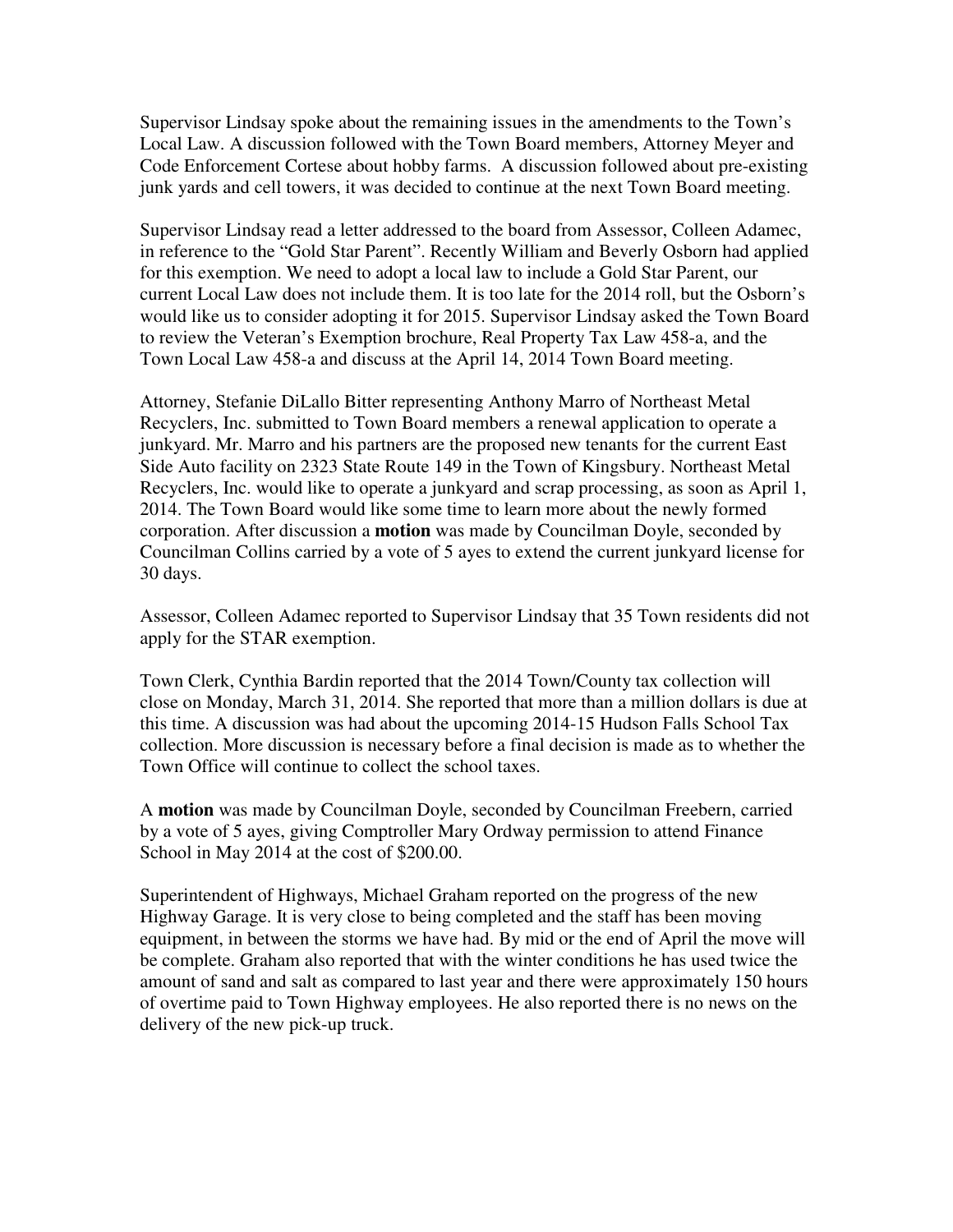Supervisor Lindsay spoke about the remaining issues in the amendments to the Town's Local Law. A discussion followed with the Town Board members, Attorney Meyer and Code Enforcement Cortese about hobby farms. A discussion followed about pre-existing junk yards and cell towers, it was decided to continue at the next Town Board meeting.

Supervisor Lindsay read a letter addressed to the board from Assessor, Colleen Adamec, in reference to the "Gold Star Parent". Recently William and Beverly Osborn had applied for this exemption. We need to adopt a local law to include a Gold Star Parent, our current Local Law does not include them. It is too late for the 2014 roll, but the Osborn's would like us to consider adopting it for 2015. Supervisor Lindsay asked the Town Board to review the Veteran's Exemption brochure, Real Property Tax Law 458-a, and the Town Local Law 458-a and discuss at the April 14, 2014 Town Board meeting.

Attorney, Stefanie DiLallo Bitter representing Anthony Marro of Northeast Metal Recyclers, Inc. submitted to Town Board members a renewal application to operate a junkyard. Mr. Marro and his partners are the proposed new tenants for the current East Side Auto facility on 2323 State Route 149 in the Town of Kingsbury. Northeast Metal Recyclers, Inc. would like to operate a junkyard and scrap processing, as soon as April 1, 2014. The Town Board would like some time to learn more about the newly formed corporation. After discussion a **motion** was made by Councilman Doyle, seconded by Councilman Collins carried by a vote of 5 ayes to extend the current junkyard license for 30 days.

Assessor, Colleen Adamec reported to Supervisor Lindsay that 35 Town residents did not apply for the STAR exemption.

Town Clerk, Cynthia Bardin reported that the 2014 Town/County tax collection will close on Monday, March 31, 2014. She reported that more than a million dollars is due at this time. A discussion was had about the upcoming 2014-15 Hudson Falls School Tax collection. More discussion is necessary before a final decision is made as to whether the Town Office will continue to collect the school taxes.

A **motion** was made by Councilman Doyle, seconded by Councilman Freebern, carried by a vote of 5 ayes, giving Comptroller Mary Ordway permission to attend Finance School in May 2014 at the cost of $200.00.

Superintendent of Highways, Michael Graham reported on the progress of the new Highway Garage. It is very close to being completed and the staff has been moving equipment, in between the storms we have had. By mid or the end of April the move will be complete. Graham also reported that with the winter conditions he has used twice the amount of sand and salt as compared to last year and there were approximately 150 hours of overtime paid to Town Highway employees. He also reported there is no news on the delivery of the new pick-up truck.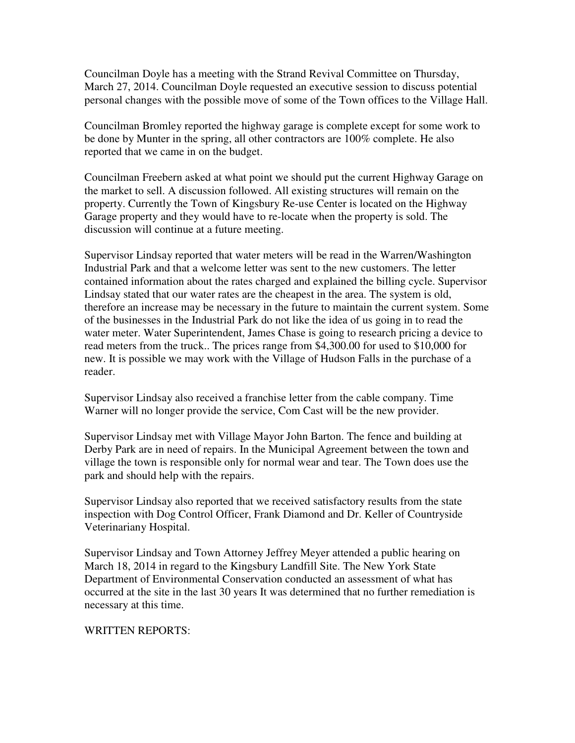Councilman Doyle has a meeting with the Strand Revival Committee on Thursday, March 27, 2014. Councilman Doyle requested an executive session to discuss potential personal changes with the possible move of some of the Town offices to the Village Hall.

Councilman Bromley reported the highway garage is complete except for some work to be done by Munter in the spring, all other contractors are 100% complete. He also reported that we came in on the budget.

Councilman Freebern asked at what point we should put the current Highway Garage on the market to sell. A discussion followed. All existing structures will remain on the property. Currently the Town of Kingsbury Re-use Center is located on the Highway Garage property and they would have to re-locate when the property is sold. The discussion will continue at a future meeting.

Supervisor Lindsay reported that water meters will be read in the Warren/Washington Industrial Park and that a welcome letter was sent to the new customers. The letter contained information about the rates charged and explained the billing cycle. Supervisor Lindsay stated that our water rates are the cheapest in the area. The system is old, therefore an increase may be necessary in the future to maintain the current system. Some of the businesses in the Industrial Park do not like the idea of us going in to read the water meter. Water Superintendent, James Chase is going to research pricing a device to read meters from the truck.. The prices range from $4,300.00 for used to $10,000 for new. It is possible we may work with the Village of Hudson Falls in the purchase of a reader.

Supervisor Lindsay also received a franchise letter from the cable company. Time Warner will no longer provide the service, Com Cast will be the new provider.

Supervisor Lindsay met with Village Mayor John Barton. The fence and building at Derby Park are in need of repairs. In the Municipal Agreement between the town and village the town is responsible only for normal wear and tear. The Town does use the park and should help with the repairs.

Supervisor Lindsay also reported that we received satisfactory results from the state inspection with Dog Control Officer, Frank Diamond and Dr. Keller of Countryside Veterinariany Hospital.

Supervisor Lindsay and Town Attorney Jeffrey Meyer attended a public hearing on March 18, 2014 in regard to the Kingsbury Landfill Site. The New York State Department of Environmental Conservation conducted an assessment of what has occurred at the site in the last 30 years It was determined that no further remediation is necessary at this time.

WRITTEN REPORTS: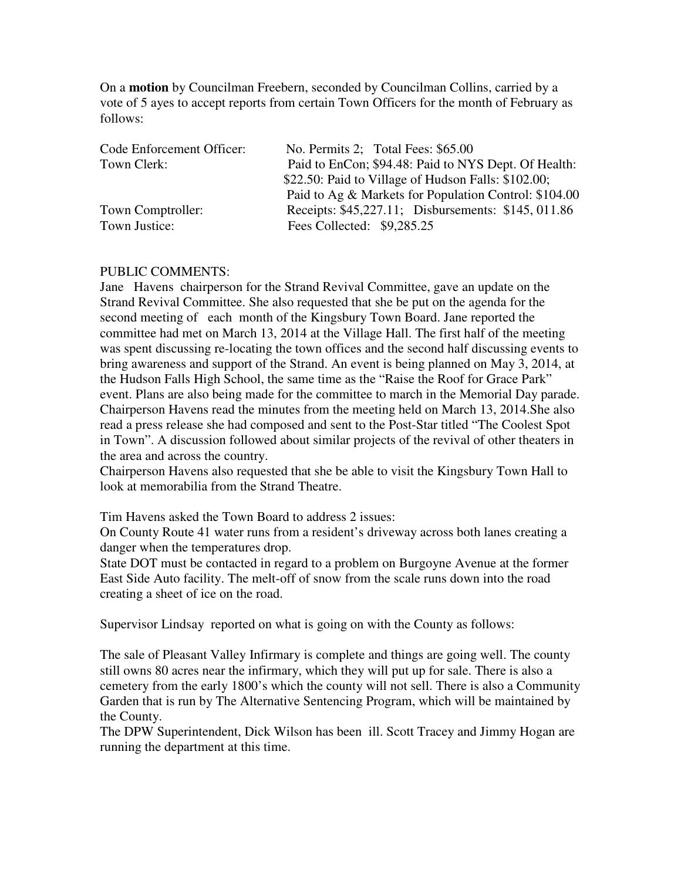On a **motion** by Councilman Freebern, seconded by Councilman Collins, carried by a vote of 5 ayes to accept reports from certain Town Officers for the month of February as follows:

| | |
|---|---|
| Code Enforcement Officer: | No. Permits 2; Total Fees: $65.00 |
| Town Clerk: | Paid to EnCon; $94.48: Paid to NYS Dept. Of Health: $22.50: Paid to Village of Hudson Falls: $102.00; Paid to Ag & Markets for Population Control: $104.00 |
| Town Comptroller: | Receipts: $45,227.11; Disbursements: $145, 011.86 |
| Town Justice: | Fees Collected: $9,285.25 |

PUBLIC COMMENTS:

Jane Havens chairperson for the Strand Revival Committee, gave an update on the Strand Revival Committee. She also requested that she be put on the agenda for the second meeting of each month of the Kingsbury Town Board. Jane reported the committee had met on March 13, 2014 at the Village Hall. The first half of the meeting was spent discussing re-locating the town offices and the second half discussing events to bring awareness and support of the Strand. An event is being planned on May 3, 2014, at the Hudson Falls High School, the same time as the "Raise the Roof for Grace Park" event. Plans are also being made for the committee to march in the Memorial Day parade. Chairperson Havens read the minutes from the meeting held on March 13, 2014.She also read a press release she had composed and sent to the Post-Star titled "The Coolest Spot in Town". A discussion followed about similar projects of the revival of other theaters in the area and across the country.

Chairperson Havens also requested that she be able to visit the Kingsbury Town Hall to look at memorabilia from the Strand Theatre.

Tim Havens asked the Town Board to address 2 issues:

On County Route 41 water runs from a resident's driveway across both lanes creating a danger when the temperatures drop.

State DOT must be contacted in regard to a problem on Burgoyne Avenue at the former East Side Auto facility. The melt-off of snow from the scale runs down into the road creating a sheet of ice on the road.

Supervisor Lindsay reported on what is going on with the County as follows:

The sale of Pleasant Valley Infirmary is complete and things are going well. The county still owns 80 acres near the infirmary, which they will put up for sale. There is also a cemetery from the early 1800's which the county will not sell. There is also a Community Garden that is run by The Alternative Sentencing Program, which will be maintained by the County.

The DPW Superintendent, Dick Wilson has been ill. Scott Tracey and Jimmy Hogan are running the department at this time.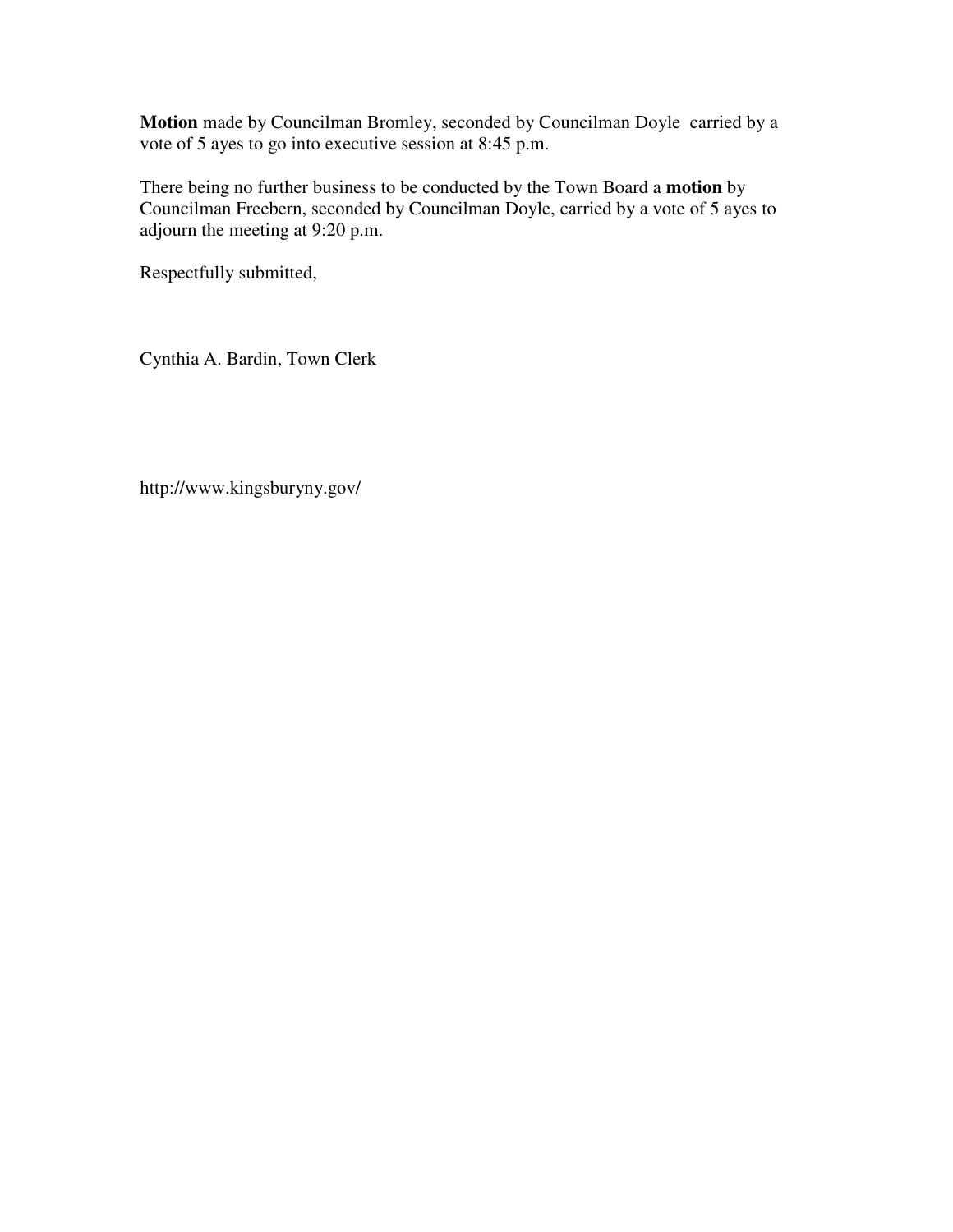**Motion** made by Councilman Bromley, seconded by Councilman Doyle carried by a vote of 5 ayes to go into executive session at 8:45 p.m.

There being no further business to be conducted by the Town Board a **motion** by Councilman Freebern, seconded by Councilman Doyle, carried by a vote of 5 ayes to adjourn the meeting at 9:20 p.m.

Respectfully submitted,

Cynthia A. Bardin, Town Clerk

http://www.kingsburyny.gov/